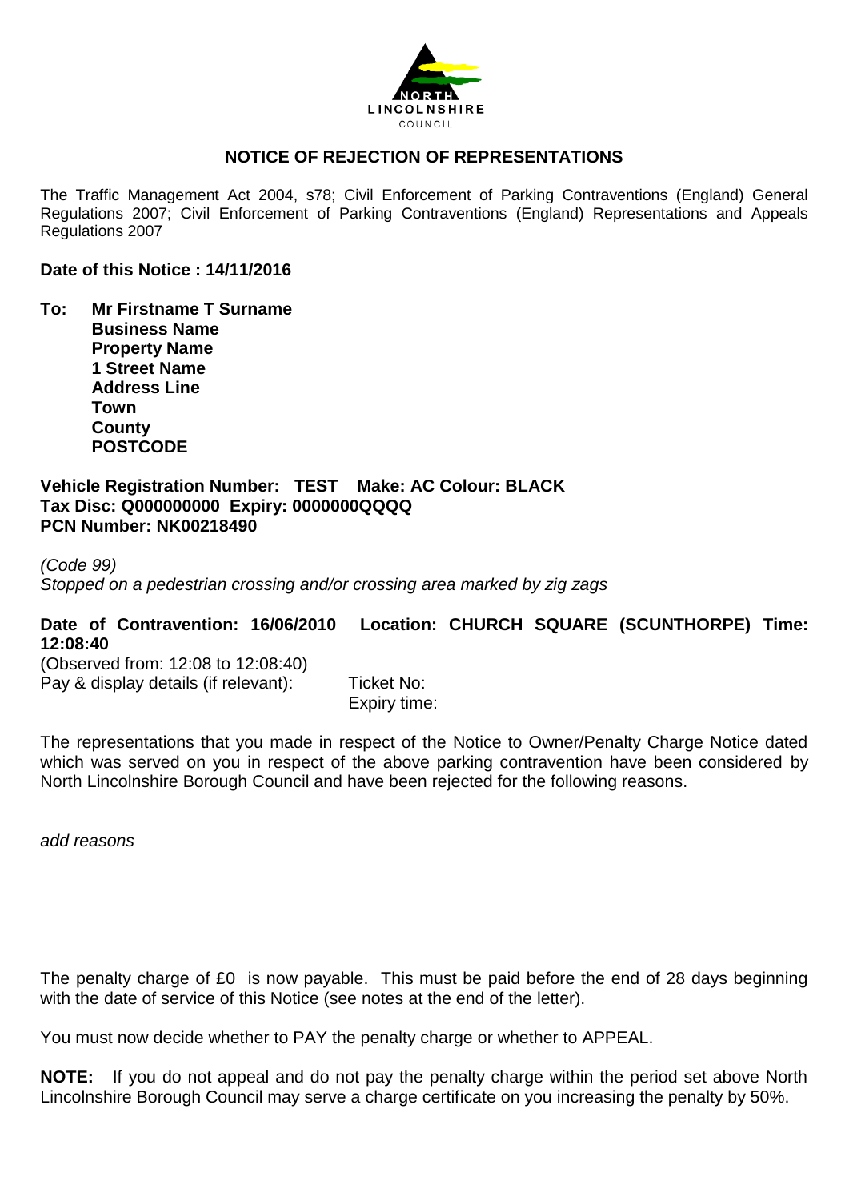NORTH LINCOLNSHIRE COUNCIL

## NOTICE OF REJECTION OF REPRESENTATIONS

The Traffic Management Act 2004, s78; Civil Enforcement of Parking Contraventions (England) General Regulations 2007; Civil Enforcement of Parking Contraventions (England) Representations and Appeals Regulations 2007

**Date of this Notice : 14/11/2016**

**To: Mr Firstname T Surname**
**Business Name**
**Property Name**
**1 Street Name**
**Address Line**
**Town**
**County**
**POSTCODE**

**Vehicle Registration Number: TEST Make: AC Colour: BLACK**
**Tax Disc: Q000000000 Expiry: 0000000QQQQ**
**PCN Number: NK00218490**

*(Code 99)*
*Stopped on a pedestrian crossing and/or crossing area marked by zig zags*

**Date of Contravention: 16/06/2010 Location: CHURCH SQUARE (SCUNTHORPE) Time: 12:08:40**
(Observed from: 12:08 to 12:08:40)
Pay & display details (if relevant): Ticket No:
Expiry time:

The representations that you made in respect of the Notice to Owner/Penalty Charge Notice dated which was served on you in respect of the above parking contravention have been considered by North Lincolnshire Borough Council and have been rejected for the following reasons.

*add reasons*

The penalty charge of £0 is now payable. This must be paid before the end of 28 days beginning with the date of service of this Notice (see notes at the end of the letter).

You must now decide whether to PAY the penalty charge or whether to APPEAL.

**NOTE:** If you do not appeal and do not pay the penalty charge within the period set above North Lincolnshire Borough Council may serve a charge certificate on you increasing the penalty by 50%.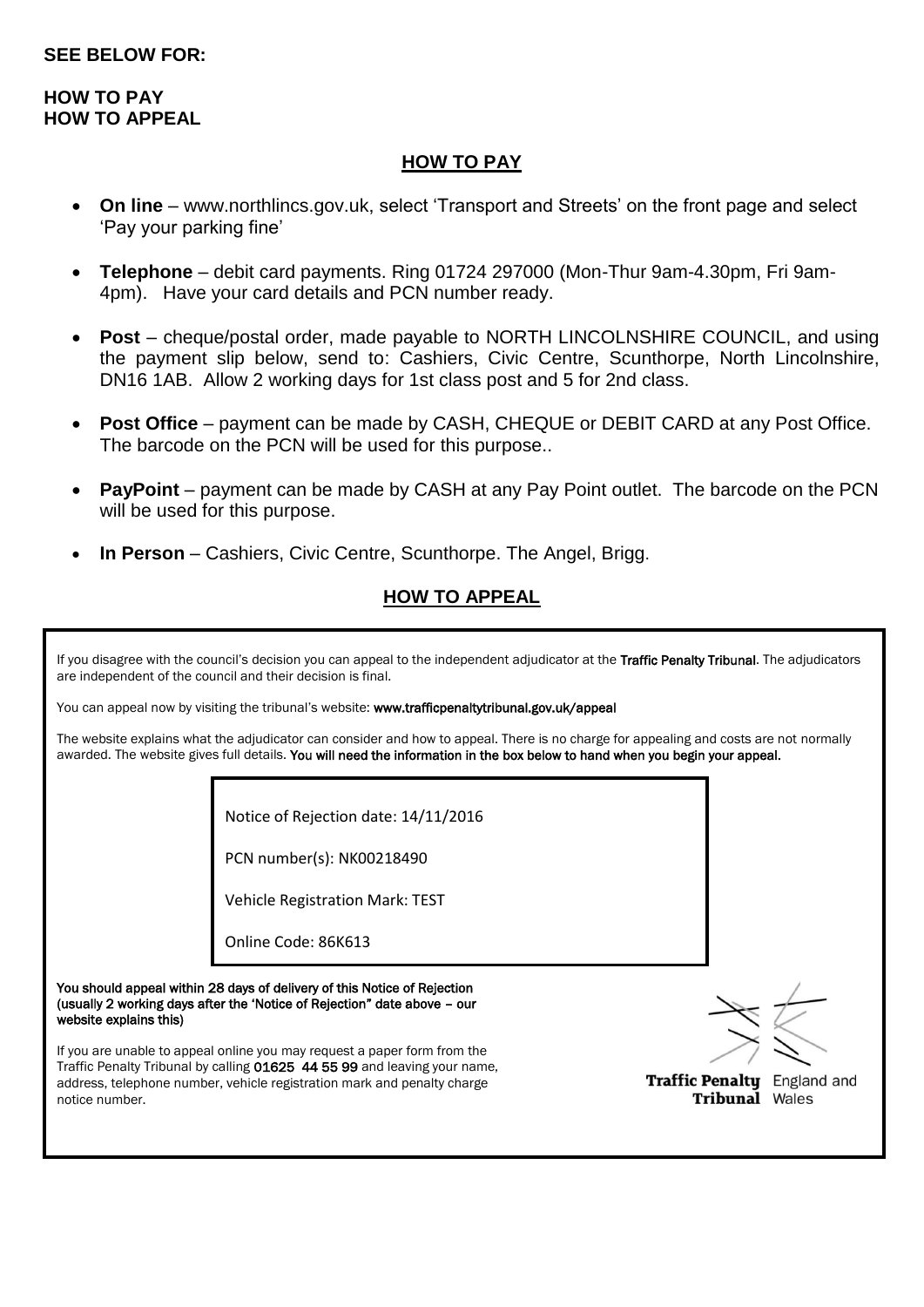**SEE BELOW FOR:**

**HOW TO PAY**
**HOW TO APPEAL**

## HOW TO PAY

- **On line** – www.northlincs.gov.uk, select 'Transport and Streets' on the front page and select 'Pay your parking fine'
- **Telephone** – debit card payments. Ring 01724 297000 (Mon-Thur 9am-4.30pm, Fri 9am-4pm). Have your card details and PCN number ready.
- **Post** – cheque/postal order, made payable to NORTH LINCOLNSHIRE COUNCIL, and using the payment slip below, send to: Cashiers, Civic Centre, Scunthorpe, North Lincolnshire, DN16 1AB. Allow 2 working days for 1st class post and 5 for 2nd class.
- **Post Office** – payment can be made by CASH, CHEQUE or DEBIT CARD at any Post Office. The barcode on the PCN will be used for this purpose..
- **PayPoint** – payment can be made by CASH at any Pay Point outlet. The barcode on the PCN will be used for this purpose.
- **In Person** – Cashiers, Civic Centre, Scunthorpe. The Angel, Brigg.

## HOW TO APPEAL

If you disagree with the council's decision you can appeal to the independent adjudicator at the **Traffic Penalty Tribunal**. The adjudicators are independent of the council and their decision is final.

You can appeal now by visiting the tribunal's website: **www.trafficpenaltytribunal.gov.uk/appeal**

The website explains what the adjudicator can consider and how to appeal. There is no charge for appealing and costs are not normally awarded. The website gives full details. **You will need the information in the box below to hand when you begin your appeal.**

Notice of Rejection date: 14/11/2016

PCN number(s): NK00218490

Vehicle Registration Mark: TEST

Online Code: 86K613

**You should appeal within 28 days of delivery of this Notice of Rejection (usually 2 working days after the 'Notice of Rejection" date above – our website explains this)**

If you are unable to appeal online you may request a paper form from the Traffic Penalty Tribunal by calling **01625 44 55 99** and leaving your name, address, telephone number, vehicle registration mark and penalty charge notice number.

**Traffic Penalty Tribunal** England and Wales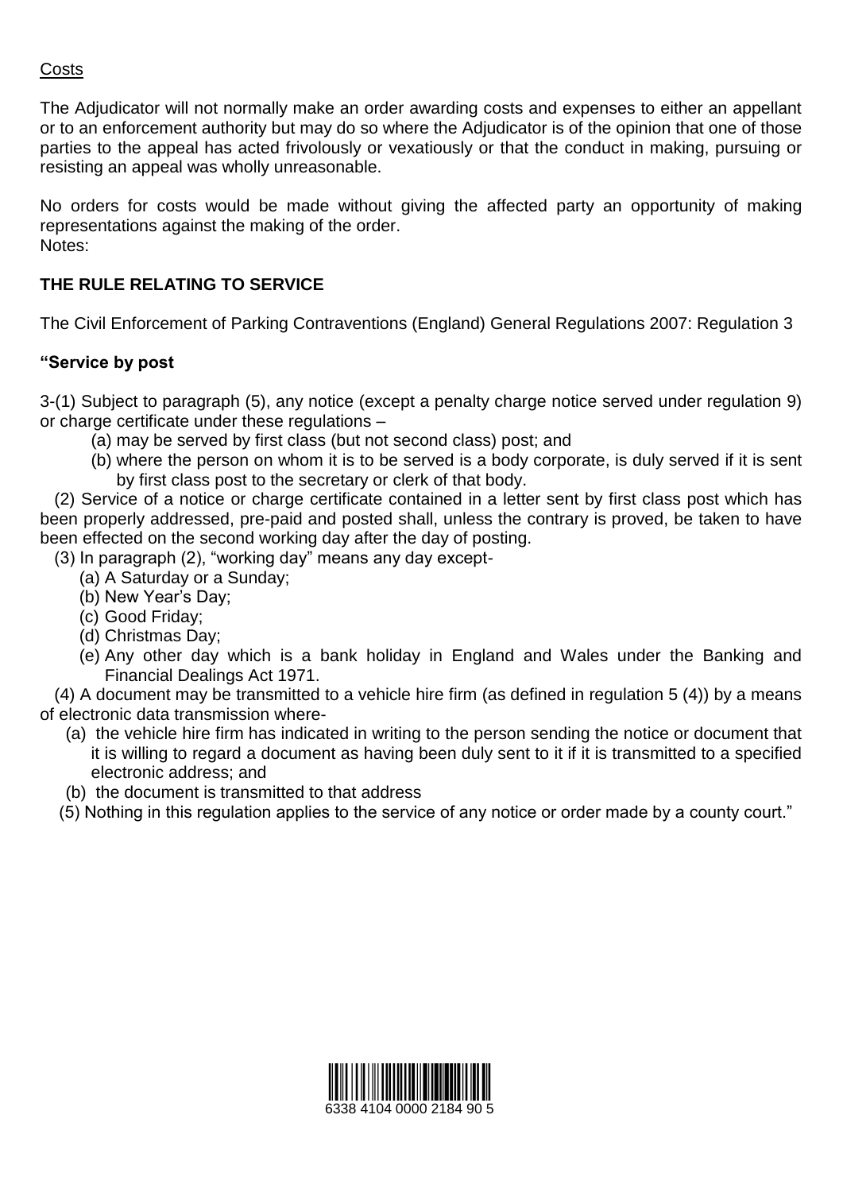Costs

The Adjudicator will not normally make an order awarding costs and expenses to either an appellant or to an enforcement authority but may do so where the Adjudicator is of the opinion that one of those parties to the appeal has acted frivolously or vexatiously or that the conduct in making, pursuing or resisting an appeal was wholly unreasonable.

No orders for costs would be made without giving the affected party an opportunity of making representations against the making of the order.
Notes:

**THE RULE RELATING TO SERVICE**

The Civil Enforcement of Parking Contraventions (England) General Regulations 2007: Regulation 3

**"Service by post**

3-(1) Subject to paragraph (5), any notice (except a penalty charge notice served under regulation 9) or charge certificate under these regulations –

(a) may be served by first class (but not second class) post; and
(b) where the person on whom it is to be served is a body corporate, is duly served if it is sent by first class post to the secretary or clerk of that body.

(2) Service of a notice or charge certificate contained in a letter sent by first class post which has been properly addressed, pre-paid and posted shall, unless the contrary is proved, be taken to have been effected on the second working day after the day of posting.

(3) In paragraph (2), "working day" means any day except-

(a) A Saturday or a Sunday;
(b) New Year's Day;
(c) Good Friday;
(d) Christmas Day;
(e) Any other day which is a bank holiday in England and Wales under the Banking and Financial Dealings Act 1971.

(4) A document may be transmitted to a vehicle hire firm (as defined in regulation 5 (4)) by a means of electronic data transmission where-

(a) the vehicle hire firm has indicated in writing to the person sending the notice or document that it is willing to regard a document as having been duly sent to it if it is transmitted to a specified electronic address; and
(b) the document is transmitted to that address

(5) Nothing in this regulation applies to the service of any notice or order made by a county court."

6338 4104 0000 2184 90 5